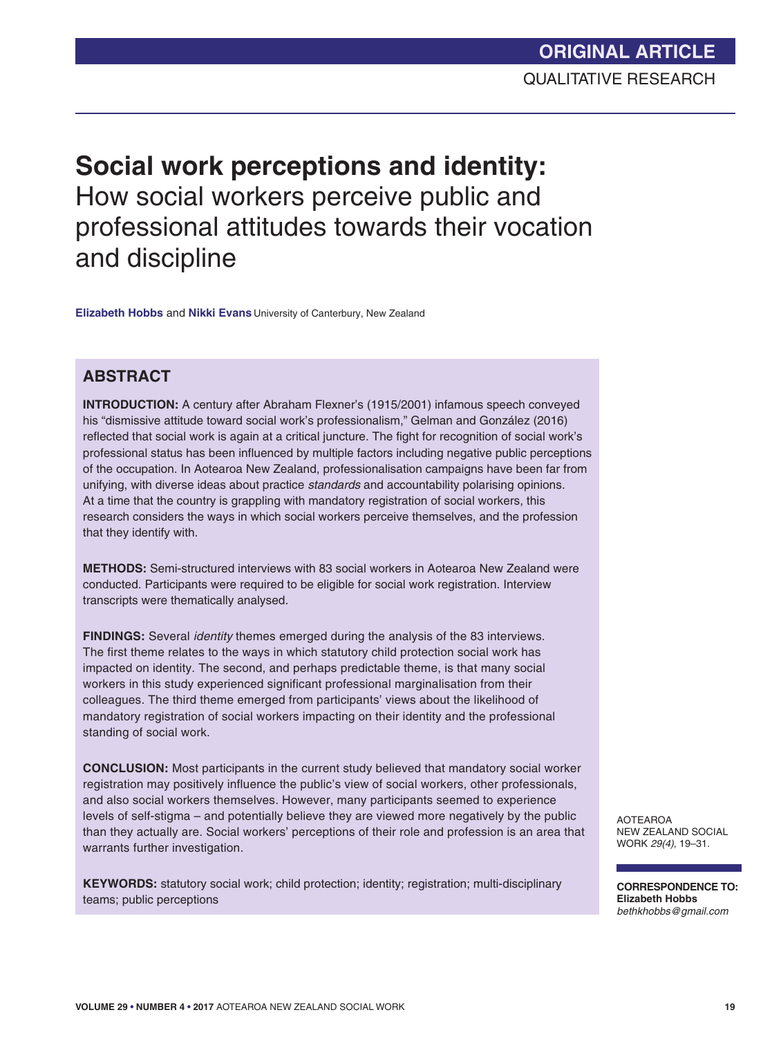ORIGINAL ARTICLE

QUALITATIVE RESEARCH

# Social work perceptions and identity: How social workers perceive public and professional attitudes towards their vocation and discipline

**Elizabeth Hobbs** and **Nikki Evans** University of Canterbury, New Zealand

## ABSTRACT

**INTRODUCTION:** A century after Abraham Flexner's (1915/2001) infamous speech conveyed his "dismissive attitude toward social work's professionalism," Gelman and González (2016) reflected that social work is again at a critical juncture. The fight for recognition of social work's professional status has been influenced by multiple factors including negative public perceptions of the occupation. In Aotearoa New Zealand, professionalisation campaigns have been far from unifying, with diverse ideas about practice *standards* and accountability polarising opinions. At a time that the country is grappling with mandatory registration of social workers, this research considers the ways in which social workers perceive themselves, and the profession that they identify with.

**METHODS:** Semi-structured interviews with 83 social workers in Aotearoa New Zealand were conducted. Participants were required to be eligible for social work registration. Interview transcripts were thematically analysed.

**FINDINGS:** Several *identity* themes emerged during the analysis of the 83 interviews. The first theme relates to the ways in which statutory child protection social work has impacted on identity. The second, and perhaps predictable theme, is that many social workers in this study experienced significant professional marginalisation from their colleagues. The third theme emerged from participants' views about the likelihood of mandatory registration of social workers impacting on their identity and the professional standing of social work.

**CONCLUSION:** Most participants in the current study believed that mandatory social worker registration may positively influence the public's view of social workers, other professionals, and also social workers themselves. However, many participants seemed to experience levels of self-stigma – and potentially believe they are viewed more negatively by the public than they actually are. Social workers' perceptions of their role and profession is an area that warrants further investigation.

**KEYWORDS:** statutory social work; child protection; identity; registration; multi-disciplinary teams; public perceptions

AOTEAROA NEW ZEALAND SOCIAL WORK *29(4)*, 19–31.

**CORRESPONDENCE TO:**
**Elizabeth Hobbs**
*bethkhobbs@gmail.com*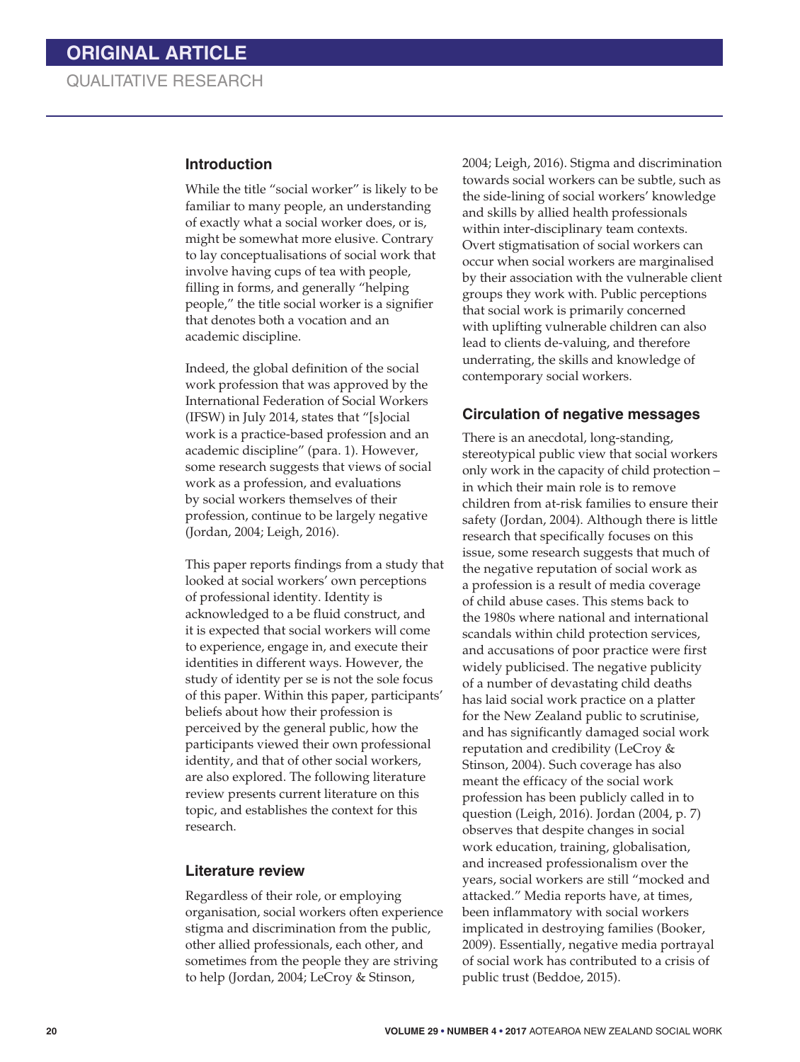## Introduction

While the title "social worker" is likely to be familiar to many people, an understanding of exactly what a social worker does, or is, might be somewhat more elusive. Contrary to lay conceptualisations of social work that involve having cups of tea with people, filling in forms, and generally "helping people," the title social worker is a signifier that denotes both a vocation and an academic discipline.

Indeed, the global definition of the social work profession that was approved by the International Federation of Social Workers (IFSW) in July 2014, states that "[s]ocial work is a practice-based profession and an academic discipline" (para. 1). However, some research suggests that views of social work as a profession, and evaluations by social workers themselves of their profession, continue to be largely negative (Jordan, 2004; Leigh, 2016).

This paper reports findings from a study that looked at social workers' own perceptions of professional identity. Identity is acknowledged to a be fluid construct, and it is expected that social workers will come to experience, engage in, and execute their identities in different ways. However, the study of identity per se is not the sole focus of this paper. Within this paper, participants' beliefs about how their profession is perceived by the general public, how the participants viewed their own professional identity, and that of other social workers, are also explored. The following literature review presents current literature on this topic, and establishes the context for this research.

## Literature review

Regardless of their role, or employing organisation, social workers often experience stigma and discrimination from the public, other allied professionals, each other, and sometimes from the people they are striving to help (Jordan, 2004; LeCroy & Stinson, 2004; Leigh, 2016). Stigma and discrimination towards social workers can be subtle, such as the side-lining of social workers' knowledge and skills by allied health professionals within inter-disciplinary team contexts. Overt stigmatisation of social workers can occur when social workers are marginalised by their association with the vulnerable client groups they work with. Public perceptions that social work is primarily concerned with uplifting vulnerable children can also lead to clients de-valuing, and therefore underrating, the skills and knowledge of contemporary social workers.

### Circulation of negative messages

There is an anecdotal, long-standing, stereotypical public view that social workers only work in the capacity of child protection – in which their main role is to remove children from at-risk families to ensure their safety (Jordan, 2004). Although there is little research that specifically focuses on this issue, some research suggests that much of the negative reputation of social work as a profession is a result of media coverage of child abuse cases. This stems back to the 1980s where national and international scandals within child protection services, and accusations of poor practice were first widely publicised. The negative publicity of a number of devastating child deaths has laid social work practice on a platter for the New Zealand public to scrutinise, and has significantly damaged social work reputation and credibility (LeCroy & Stinson, 2004). Such coverage has also meant the efficacy of the social work profession has been publicly called in to question (Leigh, 2016). Jordan (2004, p. 7) observes that despite changes in social work education, training, globalisation, and increased professionalism over the years, social workers are still "mocked and attacked." Media reports have, at times, been inflammatory with social workers implicated in destroying families (Booker, 2009). Essentially, negative media portrayal of social work has contributed to a crisis of public trust (Beddoe, 2015).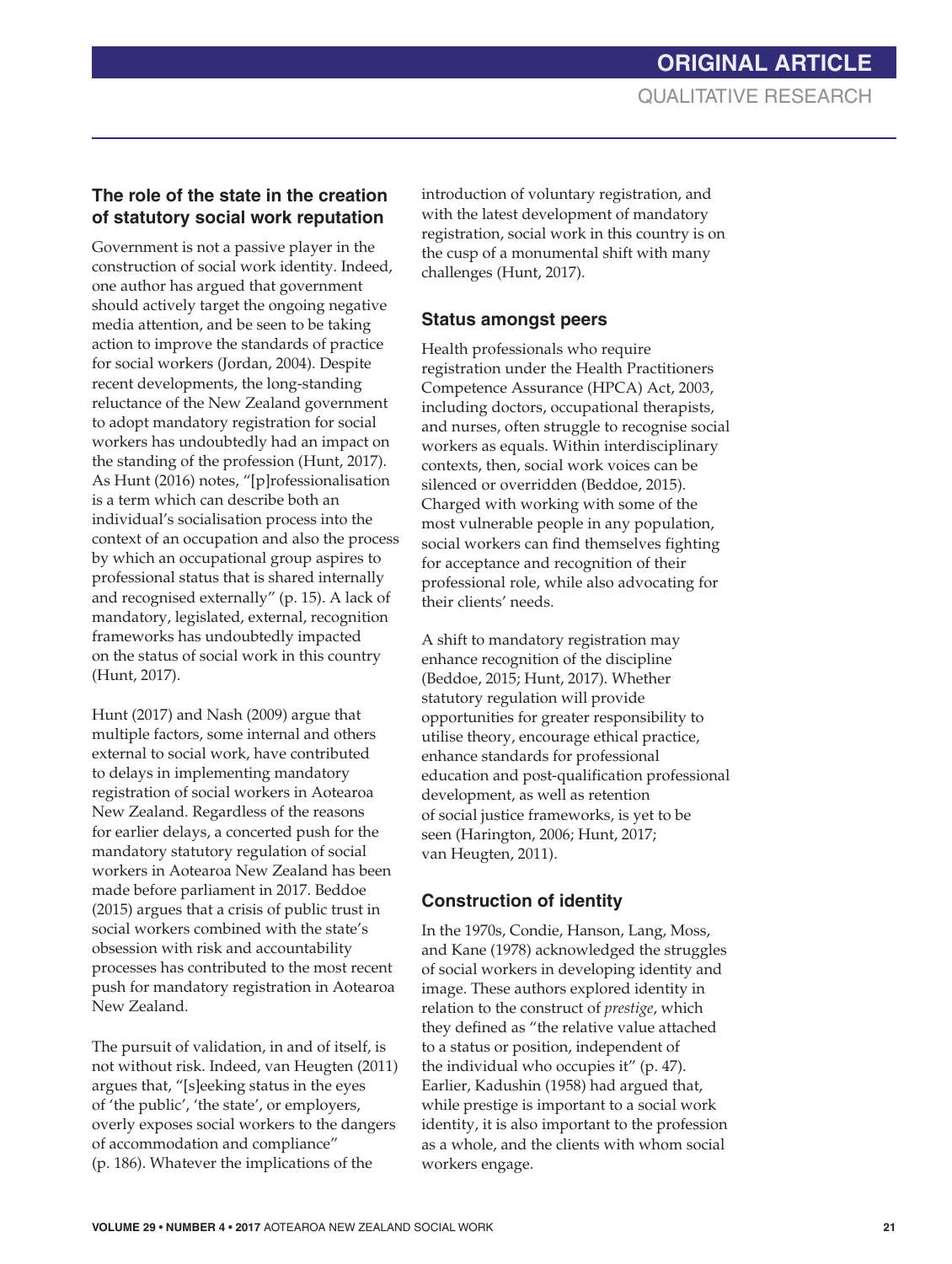## The role of the state in the creation of statutory social work reputation

Government is not a passive player in the construction of social work identity. Indeed, one author has argued that government should actively target the ongoing negative media attention, and be seen to be taking action to improve the standards of practice for social workers (Jordan, 2004). Despite recent developments, the long-standing reluctance of the New Zealand government to adopt mandatory registration for social workers has undoubtedly had an impact on the standing of the profession (Hunt, 2017). As Hunt (2016) notes, "[p]rofessionalisation is a term which can describe both an individual's socialisation process into the context of an occupation and also the process by which an occupational group aspires to professional status that is shared internally and recognised externally" (p. 15). A lack of mandatory, legislated, external, recognition frameworks has undoubtedly impacted on the status of social work in this country (Hunt, 2017).

Hunt (2017) and Nash (2009) argue that multiple factors, some internal and others external to social work, have contributed to delays in implementing mandatory registration of social workers in Aotearoa New Zealand. Regardless of the reasons for earlier delays, a concerted push for the mandatory statutory regulation of social workers in Aotearoa New Zealand has been made before parliament in 2017. Beddoe (2015) argues that a crisis of public trust in social workers combined with the state's obsession with risk and accountability processes has contributed to the most recent push for mandatory registration in Aotearoa New Zealand.

The pursuit of validation, in and of itself, is not without risk. Indeed, van Heugten (2011) argues that, "[s]eeking status in the eyes of 'the public', 'the state', or employers, overly exposes social workers to the dangers of accommodation and compliance" (p. 186). Whatever the implications of the introduction of voluntary registration, and with the latest development of mandatory registration, social work in this country is on the cusp of a monumental shift with many challenges (Hunt, 2017).

## Status amongst peers

Health professionals who require registration under the Health Practitioners Competence Assurance (HPCA) Act, 2003, including doctors, occupational therapists, and nurses, often struggle to recognise social workers as equals. Within interdisciplinary contexts, then, social work voices can be silenced or overridden (Beddoe, 2015). Charged with working with some of the most vulnerable people in any population, social workers can find themselves fighting for acceptance and recognition of their professional role, while also advocating for their clients' needs.

A shift to mandatory registration may enhance recognition of the discipline (Beddoe, 2015; Hunt, 2017). Whether statutory regulation will provide opportunities for greater responsibility to utilise theory, encourage ethical practice, enhance standards for professional education and post-qualification professional development, as well as retention of social justice frameworks, is yet to be seen (Harington, 2006; Hunt, 2017; van Heugten, 2011).

## Construction of identity

In the 1970s, Condie, Hanson, Lang, Moss, and Kane (1978) acknowledged the struggles of social workers in developing identity and image. These authors explored identity in relation to the construct of *prestige*, which they defined as "the relative value attached to a status or position, independent of the individual who occupies it" (p. 47). Earlier, Kadushin (1958) had argued that, while prestige is important to a social work identity, it is also important to the profession as a whole, and the clients with whom social workers engage.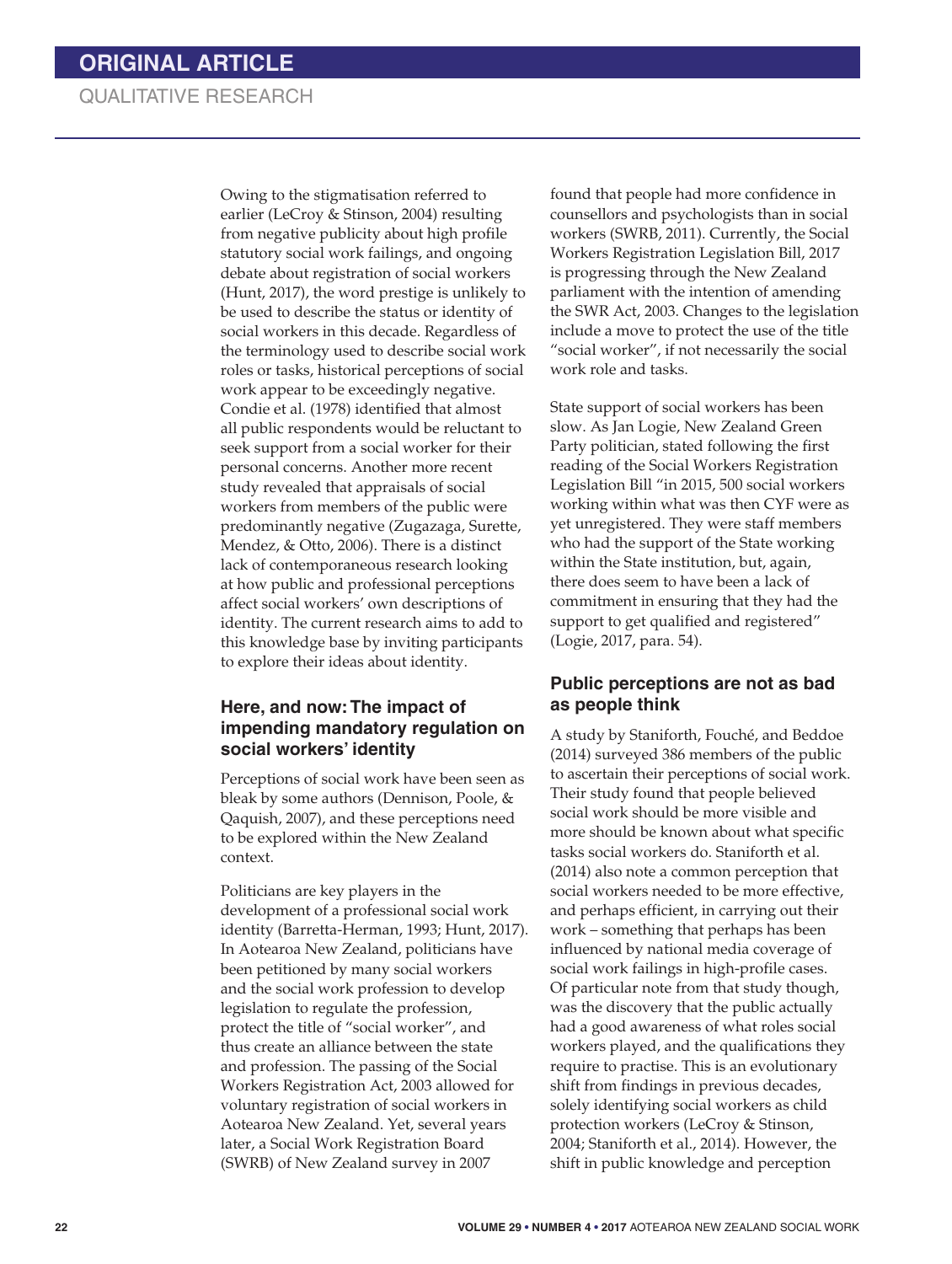Owing to the stigmatisation referred to earlier (LeCroy & Stinson, 2004) resulting from negative publicity about high profile statutory social work failings, and ongoing debate about registration of social workers (Hunt, 2017), the word prestige is unlikely to be used to describe the status or identity of social workers in this decade. Regardless of the terminology used to describe social work roles or tasks, historical perceptions of social work appear to be exceedingly negative. Condie et al. (1978) identified that almost all public respondents would be reluctant to seek support from a social worker for their personal concerns. Another more recent study revealed that appraisals of social workers from members of the public were predominantly negative (Zugazaga, Surette, Mendez, & Otto, 2006). There is a distinct lack of contemporaneous research looking at how public and professional perceptions affect social workers' own descriptions of identity. The current research aims to add to this knowledge base by inviting participants to explore their ideas about identity.

## Here, and now: The impact of impending mandatory regulation on social workers' identity

Perceptions of social work have been seen as bleak by some authors (Dennison, Poole, & Qaquish, 2007), and these perceptions need to be explored within the New Zealand context.

Politicians are key players in the development of a professional social work identity (Barretta-Herman, 1993; Hunt, 2017). In Aotearoa New Zealand, politicians have been petitioned by many social workers and the social work profession to develop legislation to regulate the profession, protect the title of "social worker", and thus create an alliance between the state and profession. The passing of the Social Workers Registration Act, 2003 allowed for voluntary registration of social workers in Aotearoa New Zealand. Yet, several years later, a Social Work Registration Board (SWRB) of New Zealand survey in 2007 found that people had more confidence in counsellors and psychologists than in social workers (SWRB, 2011). Currently, the Social Workers Registration Legislation Bill, 2017 is progressing through the New Zealand parliament with the intention of amending the SWR Act, 2003. Changes to the legislation include a move to protect the use of the title "social worker", if not necessarily the social work role and tasks.

State support of social workers has been slow. As Jan Logie, New Zealand Green Party politician, stated following the first reading of the Social Workers Registration Legislation Bill "in 2015, 500 social workers working within what was then CYF were as yet unregistered. They were staff members who had the support of the State working within the State institution, but, again, there does seem to have been a lack of commitment in ensuring that they had the support to get qualified and registered" (Logie, 2017, para. 54).

## Public perceptions are not as bad as people think

A study by Staniforth, Fouché, and Beddoe (2014) surveyed 386 members of the public to ascertain their perceptions of social work. Their study found that people believed social work should be more visible and more should be known about what specific tasks social workers do. Staniforth et al. (2014) also note a common perception that social workers needed to be more effective, and perhaps efficient, in carrying out their work – something that perhaps has been influenced by national media coverage of social work failings in high-profile cases. Of particular note from that study though, was the discovery that the public actually had a good awareness of what roles social workers played, and the qualifications they require to practise. This is an evolutionary shift from findings in previous decades, solely identifying social workers as child protection workers (LeCroy & Stinson, 2004; Staniforth et al., 2014). However, the shift in public knowledge and perception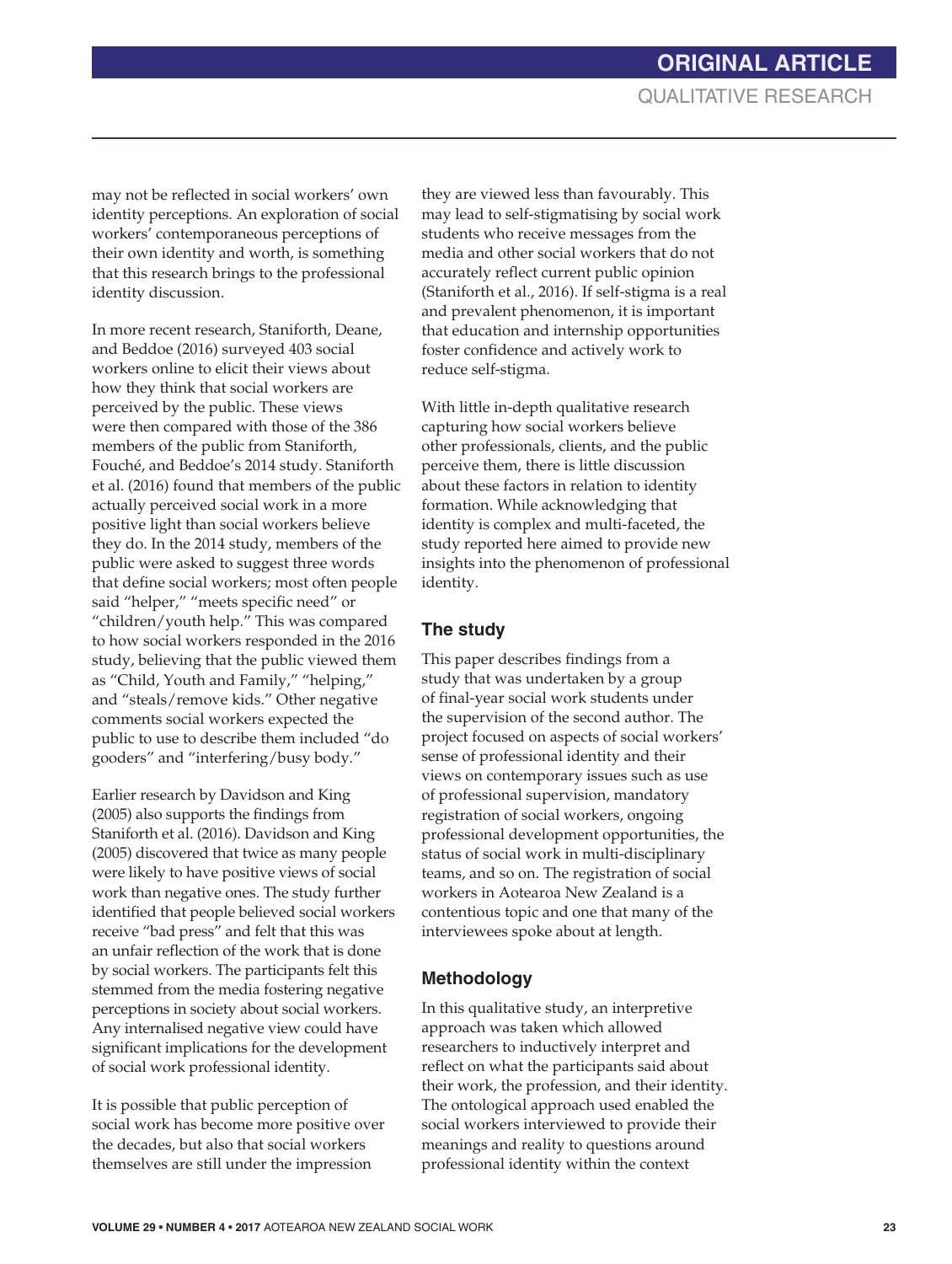may not be reflected in social workers' own identity perceptions. An exploration of social workers' contemporaneous perceptions of their own identity and worth, is something that this research brings to the professional identity discussion.

In more recent research, Staniforth, Deane, and Beddoe (2016) surveyed 403 social workers online to elicit their views about how they think that social workers are perceived by the public. These views were then compared with those of the 386 members of the public from Staniforth, Fouché, and Beddoe's 2014 study. Staniforth et al. (2016) found that members of the public actually perceived social work in a more positive light than social workers believe they do. In the 2014 study, members of the public were asked to suggest three words that define social workers; most often people said "helper," "meets specific need" or "children/youth help." This was compared to how social workers responded in the 2016 study, believing that the public viewed them as "Child, Youth and Family," "helping," and "steals/remove kids." Other negative comments social workers expected the public to use to describe them included "do gooders" and "interfering/busy body."

Earlier research by Davidson and King (2005) also supports the findings from Staniforth et al. (2016). Davidson and King (2005) discovered that twice as many people were likely to have positive views of social work than negative ones. The study further identified that people believed social workers receive "bad press" and felt that this was an unfair reflection of the work that is done by social workers. The participants felt this stemmed from the media fostering negative perceptions in society about social workers. Any internalised negative view could have significant implications for the development of social work professional identity.

It is possible that public perception of social work has become more positive over the decades, but also that social workers themselves are still under the impression they are viewed less than favourably. This may lead to self-stigmatising by social work students who receive messages from the media and other social workers that do not accurately reflect current public opinion (Staniforth et al., 2016). If self-stigma is a real and prevalent phenomenon, it is important that education and internship opportunities foster confidence and actively work to reduce self-stigma.

With little in-depth qualitative research capturing how social workers believe other professionals, clients, and the public perceive them, there is little discussion about these factors in relation to identity formation. While acknowledging that identity is complex and multi-faceted, the study reported here aimed to provide new insights into the phenomenon of professional identity.

## The study

This paper describes findings from a study that was undertaken by a group of final-year social work students under the supervision of the second author. The project focused on aspects of social workers' sense of professional identity and their views on contemporary issues such as use of professional supervision, mandatory registration of social workers, ongoing professional development opportunities, the status of social work in multi-disciplinary teams, and so on. The registration of social workers in Aotearoa New Zealand is a contentious topic and one that many of the interviewees spoke about at length.

## Methodology

In this qualitative study, an interpretive approach was taken which allowed researchers to inductively interpret and reflect on what the participants said about their work, the profession, and their identity. The ontological approach used enabled the social workers interviewed to provide their meanings and reality to questions around professional identity within the context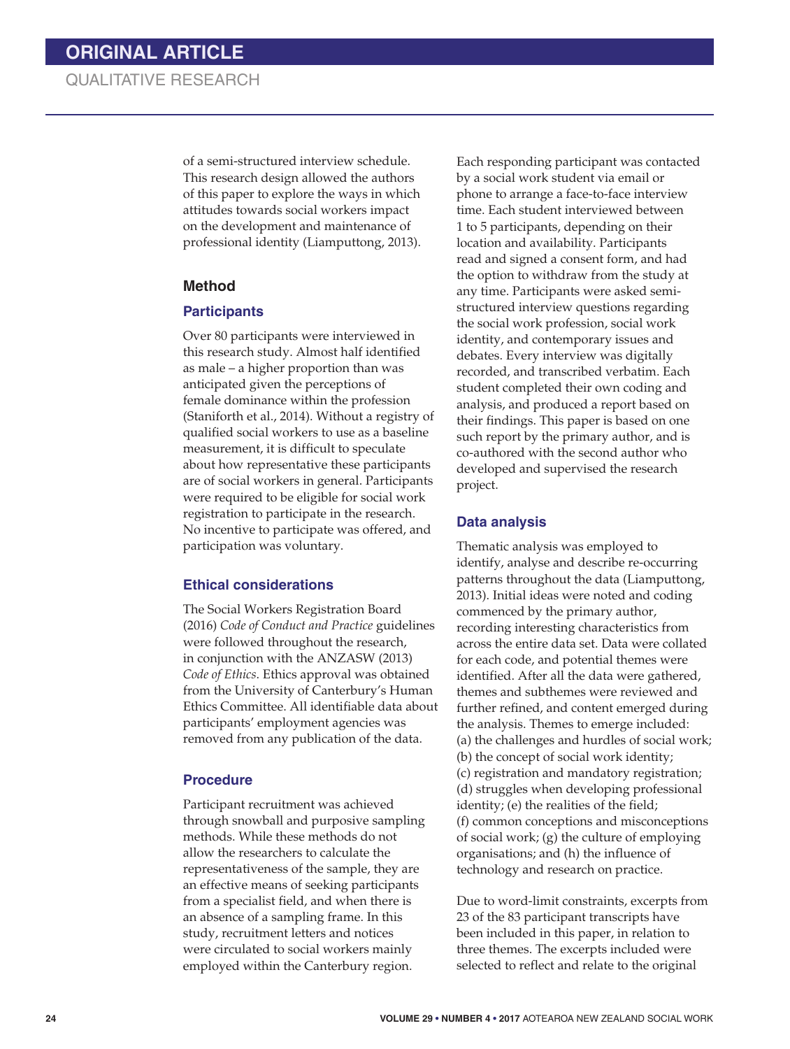of a semi-structured interview schedule. This research design allowed the authors of this paper to explore the ways in which attitudes towards social workers impact on the development and maintenance of professional identity (Liamputtong, 2013).

## Method

### Participants

Over 80 participants were interviewed in this research study. Almost half identified as male – a higher proportion than was anticipated given the perceptions of female dominance within the profession (Staniforth et al., 2014). Without a registry of qualified social workers to use as a baseline measurement, it is difficult to speculate about how representative these participants are of social workers in general. Participants were required to be eligible for social work registration to participate in the research. No incentive to participate was offered, and participation was voluntary.

### Ethical considerations

The Social Workers Registration Board (2016) *Code of Conduct and Practice* guidelines were followed throughout the research, in conjunction with the ANZASW (2013) *Code of Ethics*. Ethics approval was obtained from the University of Canterbury's Human Ethics Committee. All identifiable data about participants' employment agencies was removed from any publication of the data.

### Procedure

Participant recruitment was achieved through snowball and purposive sampling methods. While these methods do not allow the researchers to calculate the representativeness of the sample, they are an effective means of seeking participants from a specialist field, and when there is an absence of a sampling frame. In this study, recruitment letters and notices were circulated to social workers mainly employed within the Canterbury region.

Each responding participant was contacted by a social work student via email or phone to arrange a face-to-face interview time. Each student interviewed between 1 to 5 participants, depending on their location and availability. Participants read and signed a consent form, and had the option to withdraw from the study at any time. Participants were asked semi-structured interview questions regarding the social work profession, social work identity, and contemporary issues and debates. Every interview was digitally recorded, and transcribed verbatim. Each student completed their own coding and analysis, and produced a report based on their findings. This paper is based on one such report by the primary author, and is co-authored with the second author who developed and supervised the research project.

### Data analysis

Thematic analysis was employed to identify, analyse and describe re-occurring patterns throughout the data (Liamputtong, 2013). Initial ideas were noted and coding commenced by the primary author, recording interesting characteristics from across the entire data set. Data were collated for each code, and potential themes were identified. After all the data were gathered, themes and subthemes were reviewed and further refined, and content emerged during the analysis. Themes to emerge included: (a) the challenges and hurdles of social work; (b) the concept of social work identity; (c) registration and mandatory registration; (d) struggles when developing professional identity; (e) the realities of the field; (f) common conceptions and misconceptions of social work; (g) the culture of employing organisations; and (h) the influence of technology and research on practice.

Due to word-limit constraints, excerpts from 23 of the 83 participant transcripts have been included in this paper, in relation to three themes. The excerpts included were selected to reflect and relate to the original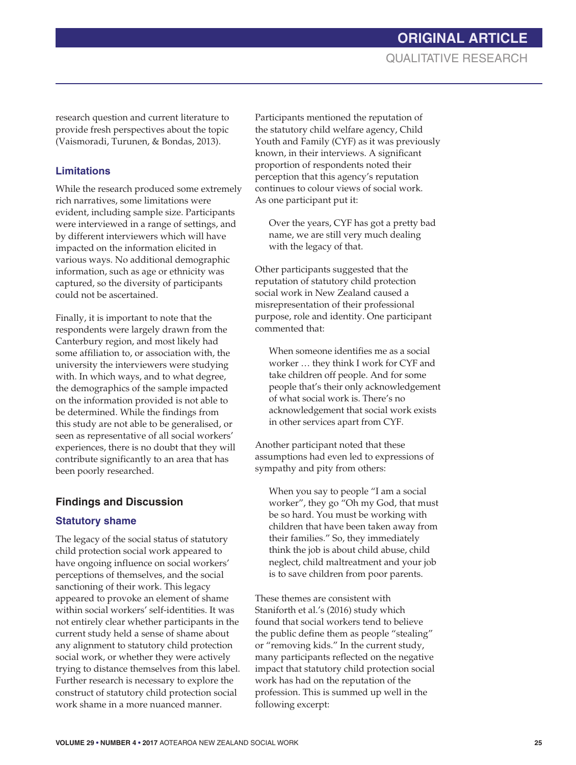research question and current literature to provide fresh perspectives about the topic (Vaismoradi, Turunen, & Bondas, 2013).

### Limitations

While the research produced some extremely rich narratives, some limitations were evident, including sample size. Participants were interviewed in a range of settings, and by different interviewers which will have impacted on the information elicited in various ways. No additional demographic information, such as age or ethnicity was captured, so the diversity of participants could not be ascertained.

Finally, it is important to note that the respondents were largely drawn from the Canterbury region, and most likely had some affiliation to, or association with, the university the interviewers were studying with. In which ways, and to what degree, the demographics of the sample impacted on the information provided is not able to be determined. While the findings from this study are not able to be generalised, or seen as representative of all social workers' experiences, there is no doubt that they will contribute significantly to an area that has been poorly researched.

## Findings and Discussion

### Statutory shame

The legacy of the social status of statutory child protection social work appeared to have ongoing influence on social workers' perceptions of themselves, and the social sanctioning of their work. This legacy appeared to provoke an element of shame within social workers' self-identities. It was not entirely clear whether participants in the current study held a sense of shame about any alignment to statutory child protection social work, or whether they were actively trying to distance themselves from this label. Further research is necessary to explore the construct of statutory child protection social work shame in a more nuanced manner.

Participants mentioned the reputation of the statutory child welfare agency, Child Youth and Family (CYF) as it was previously known, in their interviews. A significant proportion of respondents noted their perception that this agency's reputation continues to colour views of social work. As one participant put it:

> Over the years, CYF has got a pretty bad name, we are still very much dealing with the legacy of that.

Other participants suggested that the reputation of statutory child protection social work in New Zealand caused a misrepresentation of their professional purpose, role and identity. One participant commented that:

> When someone identifies me as a social worker … they think I work for CYF and take children off people. And for some people that's their only acknowledgement of what social work is. There's no acknowledgement that social work exists in other services apart from CYF.

Another participant noted that these assumptions had even led to expressions of sympathy and pity from others:

> When you say to people "I am a social worker", they go "Oh my God, that must be so hard. You must be working with children that have been taken away from their families." So, they immediately think the job is about child abuse, child neglect, child maltreatment and your job is to save children from poor parents.

These themes are consistent with Staniforth et al.'s (2016) study which found that social workers tend to believe the public define them as people "stealing" or "removing kids." In the current study, many participants reflected on the negative impact that statutory child protection social work has had on the reputation of the profession. This is summed up well in the following excerpt: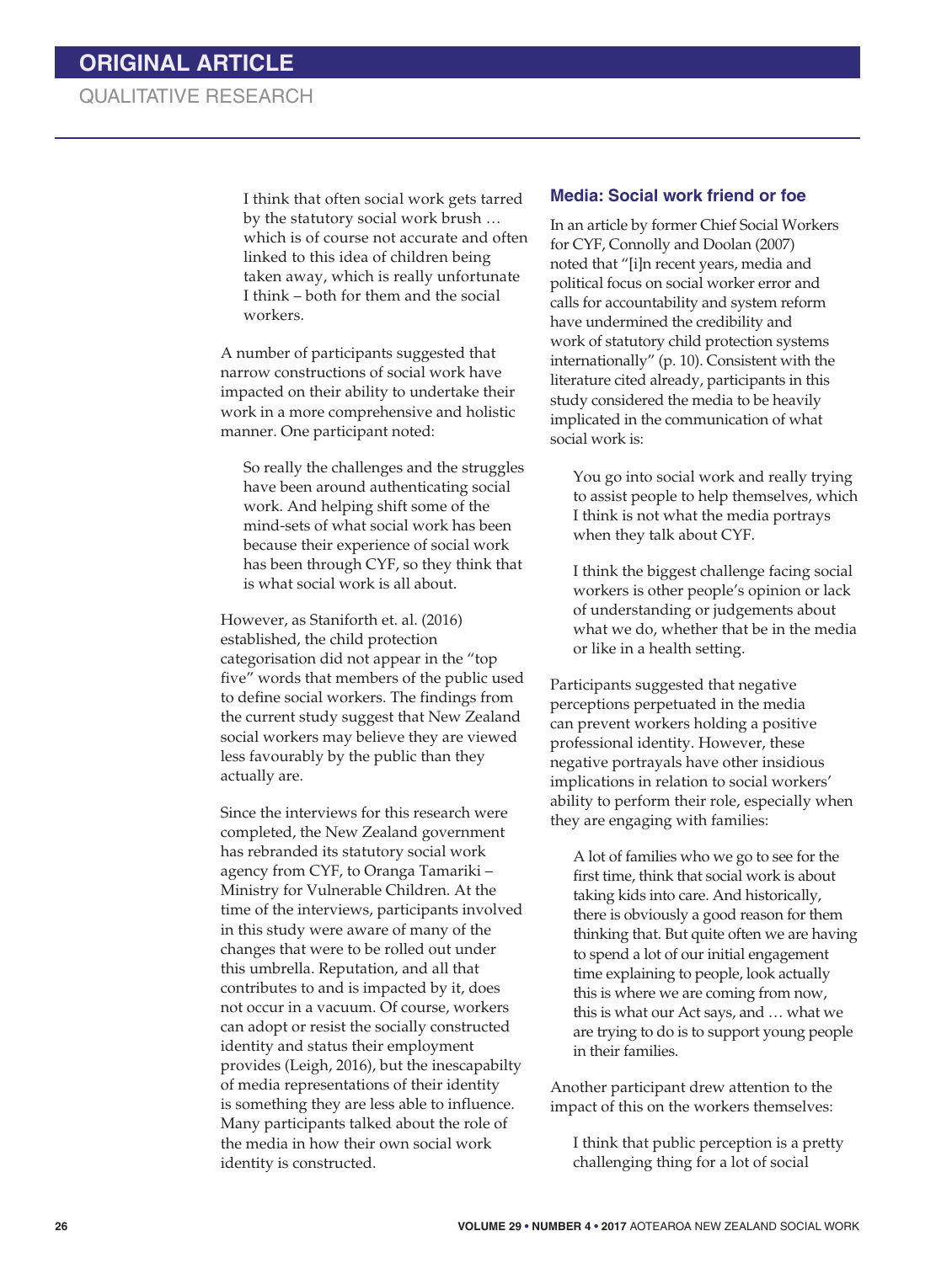> I think that often social work gets tarred by the statutory social work brush … which is of course not accurate and often linked to this idea of children being taken away, which is really unfortunate I think – both for them and the social workers.

A number of participants suggested that narrow constructions of social work have impacted on their ability to undertake their work in a more comprehensive and holistic manner. One participant noted:

> So really the challenges and the struggles have been around authenticating social work. And helping shift some of the mind-sets of what social work has been because their experience of social work has been through CYF, so they think that is what social work is all about.

However, as Staniforth et. al. (2016) established, the child protection categorisation did not appear in the "top five" words that members of the public used to define social workers. The findings from the current study suggest that New Zealand social workers may believe they are viewed less favourably by the public than they actually are.

Since the interviews for this research were completed, the New Zealand government has rebranded its statutory social work agency from CYF, to Oranga Tamariki – Ministry for Vulnerable Children. At the time of the interviews, participants involved in this study were aware of many of the changes that were to be rolled out under this umbrella. Reputation, and all that contributes to and is impacted by it, does not occur in a vacuum. Of course, workers can adopt or resist the socially constructed identity and status their employment provides (Leigh, 2016), but the inescapabilty of media representations of their identity is something they are less able to influence. Many participants talked about the role of the media in how their own social work identity is constructed.

### Media: Social work friend or foe

In an article by former Chief Social Workers for CYF, Connolly and Doolan (2007) noted that "[i]n recent years, media and political focus on social worker error and calls for accountability and system reform have undermined the credibility and work of statutory child protection systems internationally" (p. 10). Consistent with the literature cited already, participants in this study considered the media to be heavily implicated in the communication of what social work is:

> You go into social work and really trying to assist people to help themselves, which I think is not what the media portrays when they talk about CYF.

> I think the biggest challenge facing social workers is other people's opinion or lack of understanding or judgements about what we do, whether that be in the media or like in a health setting.

Participants suggested that negative perceptions perpetuated in the media can prevent workers holding a positive professional identity. However, these negative portrayals have other insidious implications in relation to social workers' ability to perform their role, especially when they are engaging with families:

> A lot of families who we go to see for the first time, think that social work is about taking kids into care. And historically, there is obviously a good reason for them thinking that. But quite often we are having to spend a lot of our initial engagement time explaining to people, look actually this is where we are coming from now, this is what our Act says, and … what we are trying to do is to support young people in their families.

Another participant drew attention to the impact of this on the workers themselves:

> I think that public perception is a pretty challenging thing for a lot of social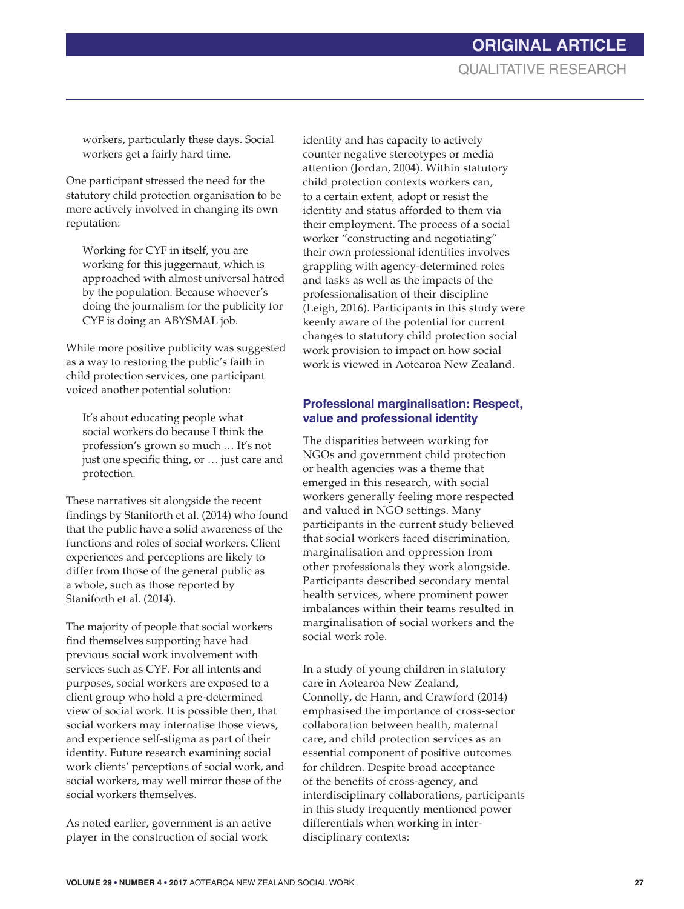> workers, particularly these days. Social workers get a fairly hard time.

One participant stressed the need for the statutory child protection organisation to be more actively involved in changing its own reputation:

> Working for CYF in itself, you are working for this juggernaut, which is approached with almost universal hatred by the population. Because whoever's doing the journalism for the publicity for CYF is doing an ABYSMAL job.

While more positive publicity was suggested as a way to restoring the public's faith in child protection services, one participant voiced another potential solution:

> It's about educating people what social workers do because I think the profession's grown so much … It's not just one specific thing, or … just care and protection.

These narratives sit alongside the recent findings by Staniforth et al. (2014) who found that the public have a solid awareness of the functions and roles of social workers. Client experiences and perceptions are likely to differ from those of the general public as a whole, such as those reported by Staniforth et al. (2014).

The majority of people that social workers find themselves supporting have had previous social work involvement with services such as CYF. For all intents and purposes, social workers are exposed to a client group who hold a pre-determined view of social work. It is possible then, that social workers may internalise those views, and experience self-stigma as part of their identity. Future research examining social work clients' perceptions of social work, and social workers, may well mirror those of the social workers themselves.

As noted earlier, government is an active player in the construction of social work identity and has capacity to actively counter negative stereotypes or media attention (Jordan, 2004). Within statutory child protection contexts workers can, to a certain extent, adopt or resist the identity and status afforded to them via their employment. The process of a social worker "constructing and negotiating" their own professional identities involves grappling with agency-determined roles and tasks as well as the impacts of the professionalisation of their discipline (Leigh, 2016). Participants in this study were keenly aware of the potential for current changes to statutory child protection social work provision to impact on how social work is viewed in Aotearoa New Zealand.

### Professional marginalisation: Respect, value and professional identity

The disparities between working for NGOs and government child protection or health agencies was a theme that emerged in this research, with social workers generally feeling more respected and valued in NGO settings. Many participants in the current study believed that social workers faced discrimination, marginalisation and oppression from other professionals they work alongside. Participants described secondary mental health services, where prominent power imbalances within their teams resulted in marginalisation of social workers and the social work role.

In a study of young children in statutory care in Aotearoa New Zealand, Connolly, de Hann, and Crawford (2014) emphasised the importance of cross-sector collaboration between health, maternal care, and child protection services as an essential component of positive outcomes for children. Despite broad acceptance of the benefits of cross-agency, and interdisciplinary collaborations, participants in this study frequently mentioned power differentials when working in inter-disciplinary contexts: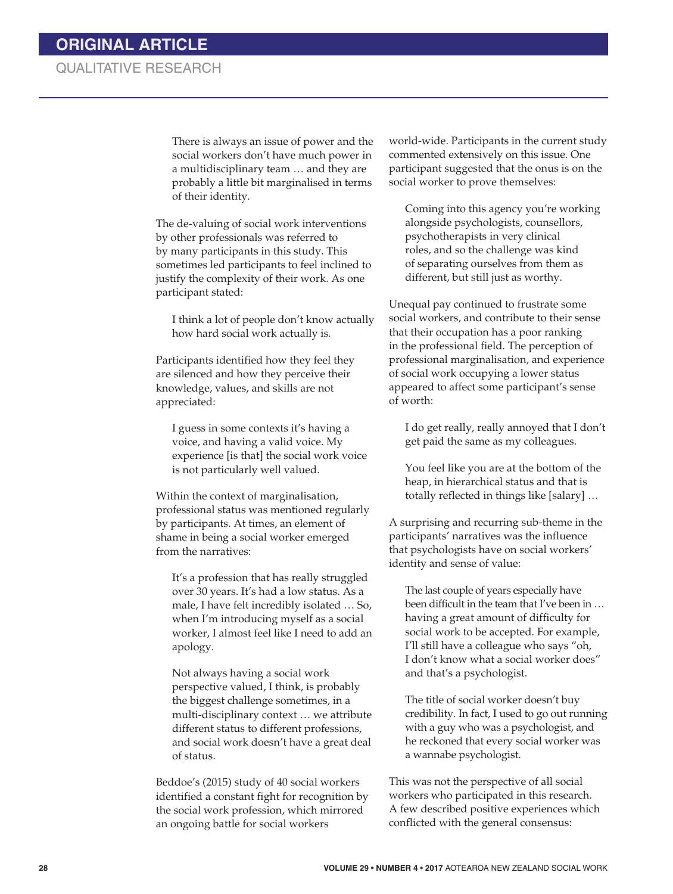> There is always an issue of power and the social workers don't have much power in a multidisciplinary team … and they are probably a little bit marginalised in terms of their identity.

The de-valuing of social work interventions by other professionals was referred to by many participants in this study. This sometimes led participants to feel inclined to justify the complexity of their work. As one participant stated:

> I think a lot of people don't know actually how hard social work actually is.

Participants identified how they feel they are silenced and how they perceive their knowledge, values, and skills are not appreciated:

> I guess in some contexts it's having a voice, and having a valid voice. My experience [is that] the social work voice is not particularly well valued.

Within the context of marginalisation, professional status was mentioned regularly by participants. At times, an element of shame in being a social worker emerged from the narratives:

> It's a profession that has really struggled over 30 years. It's had a low status. As a male, I have felt incredibly isolated … So, when I'm introducing myself as a social worker, I almost feel like I need to add an apology.

> Not always having a social work perspective valued, I think, is probably the biggest challenge sometimes, in a multi-disciplinary context … we attribute different status to different professions, and social work doesn't have a great deal of status.

Beddoe's (2015) study of 40 social workers identified a constant fight for recognition by the social work profession, which mirrored an ongoing battle for social workers world-wide. Participants in the current study commented extensively on this issue. One participant suggested that the onus is on the social worker to prove themselves:

> Coming into this agency you're working alongside psychologists, counsellors, psychotherapists in very clinical roles, and so the challenge was kind of separating ourselves from them as different, but still just as worthy.

Unequal pay continued to frustrate some social workers, and contribute to their sense that their occupation has a poor ranking in the professional field. The perception of professional marginalisation, and experience of social work occupying a lower status appeared to affect some participant's sense of worth:

> I do get really, really annoyed that I don't get paid the same as my colleagues.

> You feel like you are at the bottom of the heap, in hierarchical status and that is totally reflected in things like [salary] …

A surprising and recurring sub-theme in the participants' narratives was the influence that psychologists have on social workers' identity and sense of value:

> The last couple of years especially have been difficult in the team that I've been in … having a great amount of difficulty for social work to be accepted. For example, I'll still have a colleague who says "oh, I don't know what a social worker does" and that's a psychologist.

> The title of social worker doesn't buy credibility. In fact, I used to go out running with a guy who was a psychologist, and he reckoned that every social worker was a wannabe psychologist.

This was not the perspective of all social workers who participated in this research. A few described positive experiences which conflicted with the general consensus: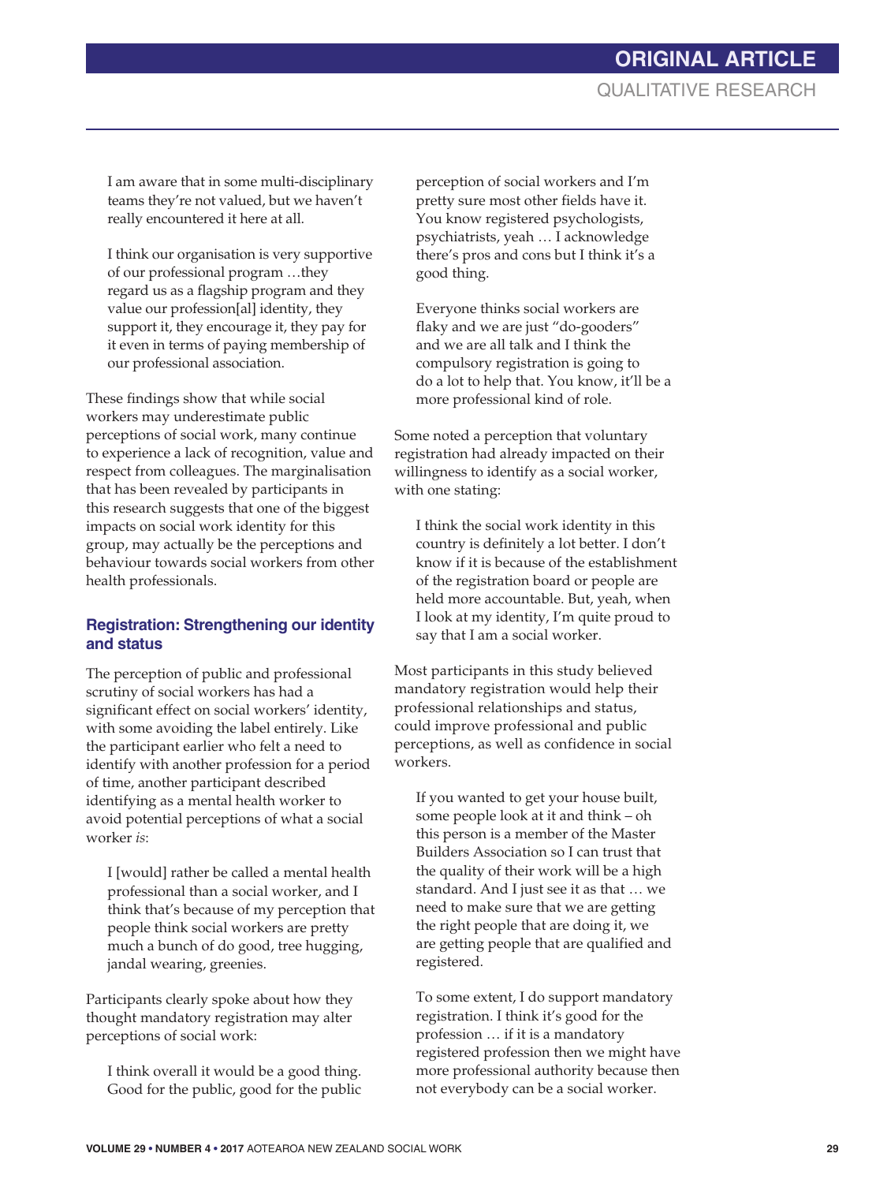I am aware that in some multi-disciplinary teams they're not valued, but we haven't really encountered it here at all.

> I think our organisation is very supportive of our professional program …they regard us as a flagship program and they value our profession[al] identity, they support it, they encourage it, they pay for it even in terms of paying membership of our professional association.

These findings show that while social workers may underestimate public perceptions of social work, many continue to experience a lack of recognition, value and respect from colleagues. The marginalisation that has been revealed by participants in this research suggests that one of the biggest impacts on social work identity for this group, may actually be the perceptions and behaviour towards social workers from other health professionals.

### Registration: Strengthening our identity and status

The perception of public and professional scrutiny of social workers has had a significant effect on social workers' identity, with some avoiding the label entirely. Like the participant earlier who felt a need to identify with another profession for a period of time, another participant described identifying as a mental health worker to avoid potential perceptions of what a social worker *is*:

> I [would] rather be called a mental health professional than a social worker, and I think that's because of my perception that people think social workers are pretty much a bunch of do good, tree hugging, jandal wearing, greenies.

Participants clearly spoke about how they thought mandatory registration may alter perceptions of social work:

> I think overall it would be a good thing. Good for the public, good for the public perception of social workers and I'm pretty sure most other fields have it. You know registered psychologists, psychiatrists, yeah … I acknowledge there's pros and cons but I think it's a good thing.

> Everyone thinks social workers are flaky and we are just "do-gooders" and we are all talk and I think the compulsory registration is going to do a lot to help that. You know, it'll be a more professional kind of role.

Some noted a perception that voluntary registration had already impacted on their willingness to identify as a social worker, with one stating:

> I think the social work identity in this country is definitely a lot better. I don't know if it is because of the establishment of the registration board or people are held more accountable. But, yeah, when I look at my identity, I'm quite proud to say that I am a social worker.

Most participants in this study believed mandatory registration would help their professional relationships and status, could improve professional and public perceptions, as well as confidence in social workers.

> If you wanted to get your house built, some people look at it and think – oh this person is a member of the Master Builders Association so I can trust that the quality of their work will be a high standard. And I just see it as that … we need to make sure that we are getting the right people that are doing it, we are getting people that are qualified and registered.

> To some extent, I do support mandatory registration. I think it's good for the profession … if it is a mandatory registered profession then we might have more professional authority because then not everybody can be a social worker.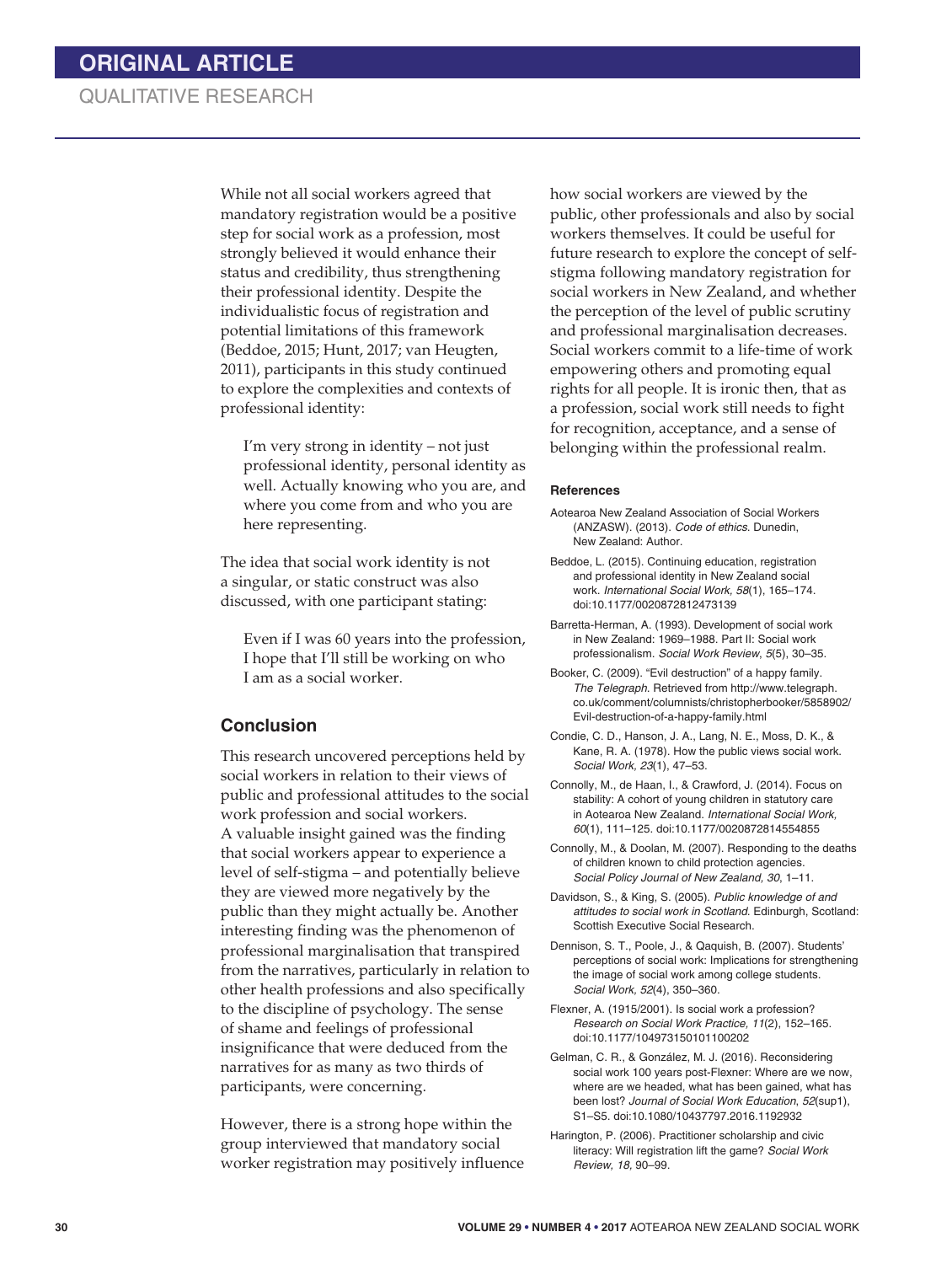While not all social workers agreed that mandatory registration would be a positive step for social work as a profession, most strongly believed it would enhance their status and credibility, thus strengthening their professional identity. Despite the individualistic focus of registration and potential limitations of this framework (Beddoe, 2015; Hunt, 2017; van Heugten, 2011), participants in this study continued to explore the complexities and contexts of professional identity:

> I'm very strong in identity – not just professional identity, personal identity as well. Actually knowing who you are, and where you come from and who you are here representing.

The idea that social work identity is not a singular, or static construct was also discussed, with one participant stating:

> Even if I was 60 years into the profession, I hope that I'll still be working on who I am as a social worker.

## Conclusion

This research uncovered perceptions held by social workers in relation to their views of public and professional attitudes to the social work profession and social workers. A valuable insight gained was the finding that social workers appear to experience a level of self-stigma – and potentially believe they are viewed more negatively by the public than they might actually be. Another interesting finding was the phenomenon of professional marginalisation that transpired from the narratives, particularly in relation to other health professions and also specifically to the discipline of psychology. The sense of shame and feelings of professional insignificance that were deduced from the narratives for as many as two thirds of participants, were concerning.

However, there is a strong hope within the group interviewed that mandatory social worker registration may positively influence how social workers are viewed by the public, other professionals and also by social workers themselves. It could be useful for future research to explore the concept of self-stigma following mandatory registration for social workers in New Zealand, and whether the perception of the level of public scrutiny and professional marginalisation decreases. Social workers commit to a life-time of work empowering others and promoting equal rights for all people. It is ironic then, that as a profession, social work still needs to fight for recognition, acceptance, and a sense of belonging within the professional realm.

### References

Aotearoa New Zealand Association of Social Workers (ANZASW). (2013). *Code of ethics*. Dunedin, New Zealand: Author.

Beddoe, L. (2015). Continuing education, registration and professional identity in New Zealand social work. *International Social Work*, *58*(1), 165–174. doi:10.1177/0020872812473139

Barretta-Herman, A. (1993). Development of social work in New Zealand: 1969–1988. Part II: Social work professionalism. *Social Work Review*, *5*(5), 30–35.

Booker, C. (2009). "Evil destruction" of a happy family. *The Telegraph*. Retrieved from http://www.telegraph.co.uk/comment/columnists/christopherbooker/5858902/Evil-destruction-of-a-happy-family.html

Condie, C. D., Hanson, J. A., Lang, N. E., Moss, D. K., & Kane, R. A. (1978). How the public views social work. *Social Work*, *23*(1), 47–53.

Connolly, M., de Haan, I., & Crawford, J. (2014). Focus on stability: A cohort of young children in statutory care in Aotearoa New Zealand. *International Social Work*, *60*(1), 111–125. doi:10.1177/0020872814554855

Connolly, M., & Doolan, M. (2007). Responding to the deaths of children known to child protection agencies. *Social Policy Journal of New Zealand*, *30*, 1–11.

Davidson, S., & King, S. (2005). *Public knowledge of and attitudes to social work in Scotland*. Edinburgh, Scotland: Scottish Executive Social Research.

Dennison, S. T., Poole, J., & Qaquish, B. (2007). Students' perceptions of social work: Implications for strengthening the image of social work among college students. *Social Work*, *52*(4), 350–360.

Flexner, A. (1915/2001). Is social work a profession? *Research on Social Work Practice*, *11*(2), 152–165. doi:10.1177/104973150101100202

Gelman, C. R., & González, M. J. (2016). Reconsidering social work 100 years post-Flexner: Where are we now, where are we headed, what has been gained, what has been lost? *Journal of Social Work Education*, *52*(sup1), S1–S5. doi:10.1080/10437797.2016.1192932

Harington, P. (2006). Practitioner scholarship and civic literacy: Will registration lift the game? *Social Work Review*, *18*, 90–99.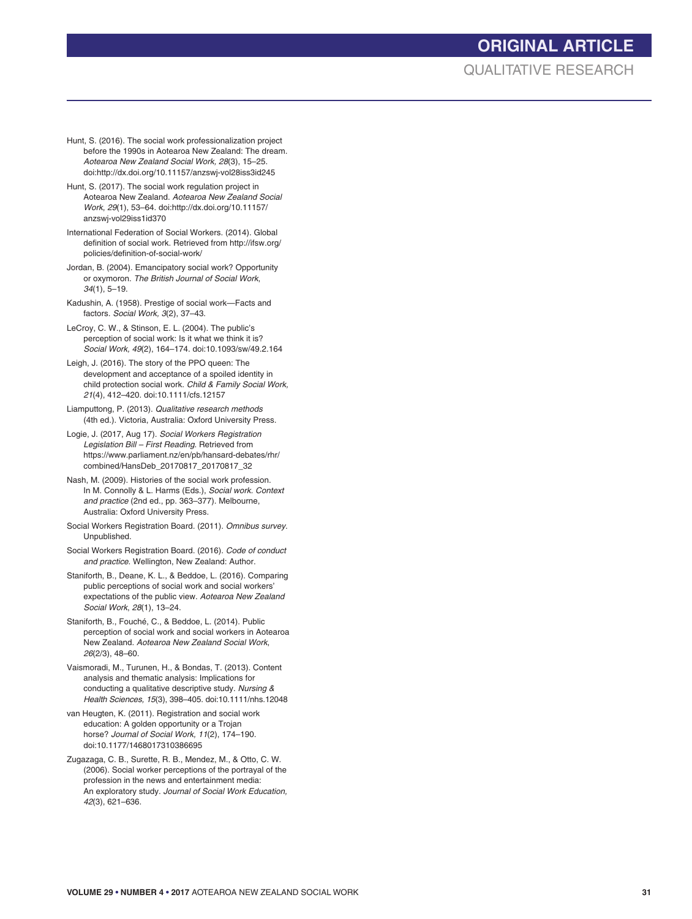Hunt, S. (2016). The social work professionalization project before the 1990s in Aotearoa New Zealand: The dream. *Aotearoa New Zealand Social Work, 28*(3), 15–25. doi:http://dx.doi.org/10.11157/anzswj-vol28iss3id245

Hunt, S. (2017). The social work regulation project in Aotearoa New Zealand. *Aotearoa New Zealand Social Work*, *29*(1), 53–64. doi:http://dx.doi.org/10.11157/anzswj-vol29iss1id370

International Federation of Social Workers. (2014). Global definition of social work. Retrieved from http://ifsw.org/policies/definition-of-social-work/

Jordan, B. (2004). Emancipatory social work? Opportunity or oxymoron. *The British Journal of Social Work*, *34*(1), 5–19.

Kadushin, A. (1958). Prestige of social work—Facts and factors. *Social Work, 3*(2), 37–43.

LeCroy, C. W., & Stinson, E. L. (2004). The public's perception of social work: Is it what we think it is? *Social Work, 49*(2), 164–174. doi:10.1093/sw/49.2.164

Leigh, J. (2016). The story of the PPO queen: The development and acceptance of a spoiled identity in child protection social work. *Child & Family Social Work, 21*(4), 412–420. doi:10.1111/cfs.12157

Liamputtong, P. (2013). *Qualitative research methods* (4th ed.). Victoria, Australia: Oxford University Press.

Logie, J. (2017, Aug 17). *Social Workers Registration Legislation Bill – First Reading*. Retrieved from https://www.parliament.nz/en/pb/hansard-debates/rhr/combined/HansDeb_20170817_20170817_32

Nash, M. (2009). Histories of the social work profession. In M. Connolly & L. Harms (Eds.), *Social work. Context and practice* (2nd ed., pp. 363–377). Melbourne, Australia: Oxford University Press.

Social Workers Registration Board. (2011). *Omnibus survey*. Unpublished.

Social Workers Registration Board. (2016). *Code of conduct and practice*. Wellington, New Zealand: Author.

Staniforth, B., Deane, K. L., & Beddoe, L. (2016). Comparing public perceptions of social work and social workers' expectations of the public view. *Aotearoa New Zealand Social Work*, *28*(1), 13–24.

Staniforth, B., Fouché, C., & Beddoe, L. (2014). Public perception of social work and social workers in Aotearoa New Zealand. *Aotearoa New Zealand Social Work*, *26*(2/3), 48–60.

Vaismoradi, M., Turunen, H., & Bondas, T. (2013). Content analysis and thematic analysis: Implications for conducting a qualitative descriptive study. *Nursing & Health Sciences, 15*(3), 398–405. doi:10.1111/nhs.12048

van Heugten, K. (2011). Registration and social work education: A golden opportunity or a Trojan horse? *Journal of Social Work, 11*(2), 174–190. doi:10.1177/1468017310386695

Zugazaga, C. B., Surette, R. B., Mendez, M., & Otto, C. W. (2006). Social worker perceptions of the portrayal of the profession in the news and entertainment media: An exploratory study. *Journal of Social Work Education*, *42*(3), 621–636.